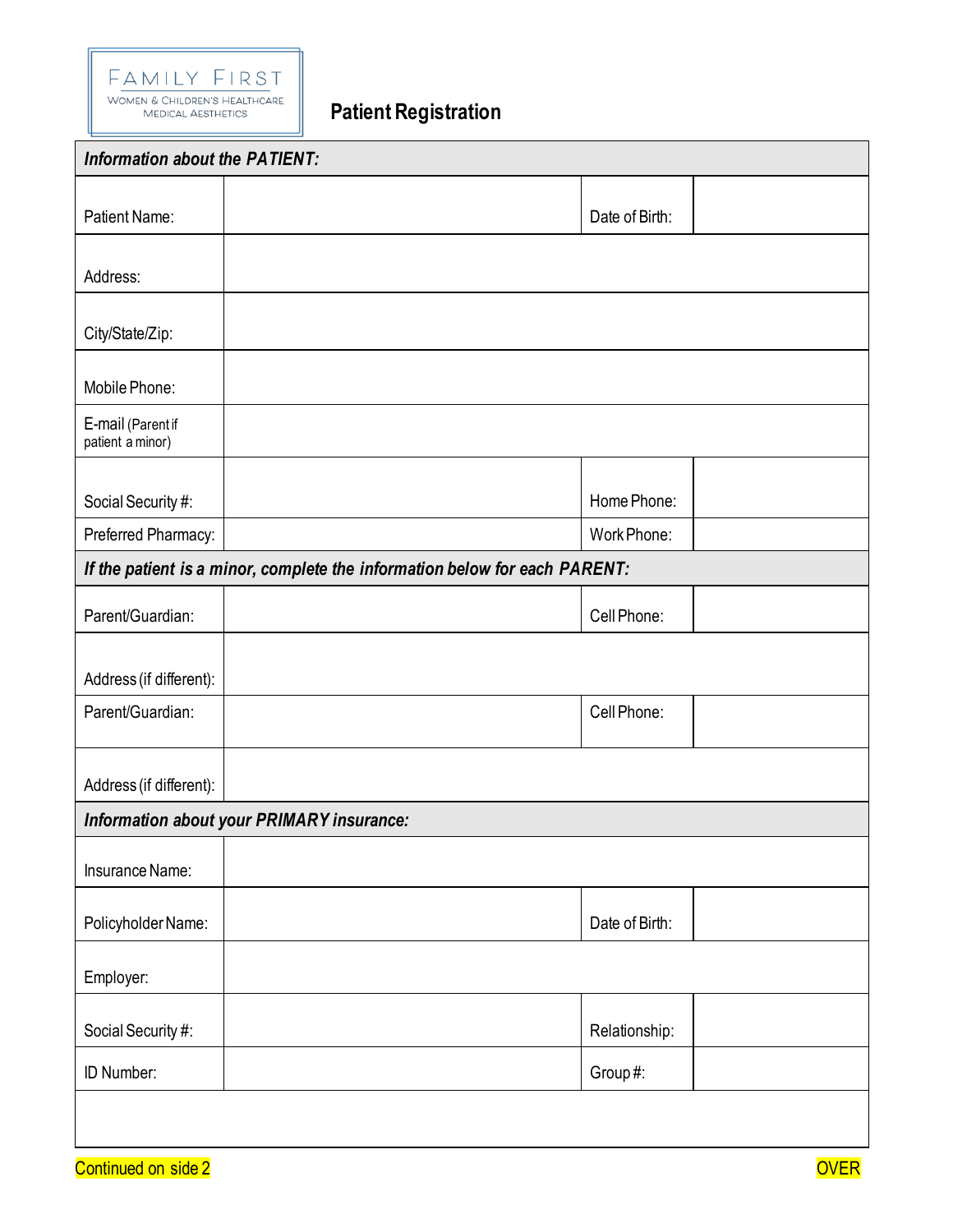FAMILY FIRST
WOMEN & CHILDREN'S HEALTHCARE
MEDICAL AESTHETICS

# Patient Registration

| ***Information about the PATIENT:*** | | | |
|---|---|---|---|
| Patient Name: | | Date of Birth: | |
| Address: | | | |
| City/State/Zip: | | | |
| Mobile Phone: | | | |
| E-mail (Parent if patient a minor) | | | |
| Social Security #: | | Home Phone: | |
| Preferred Pharmacy: | | Work Phone: | |
| ***If the patient is a minor, complete the information below for each PARENT:*** | | | |
| Parent/Guardian: | | Cell Phone: | |
| Address (if different): | | | |
| Parent/Guardian: | | Cell Phone: | |
| Address (if different): | | | |
| ***Information about your PRIMARY insurance:*** | | | |
| Insurance Name: | | | |
| Policyholder Name: | | Date of Birth: | |
| Employer: | | | |
| Social Security #: | | Relationship: | |
| ID Number: | | Group #: | |
| | | | |

Continued on side 2

OVER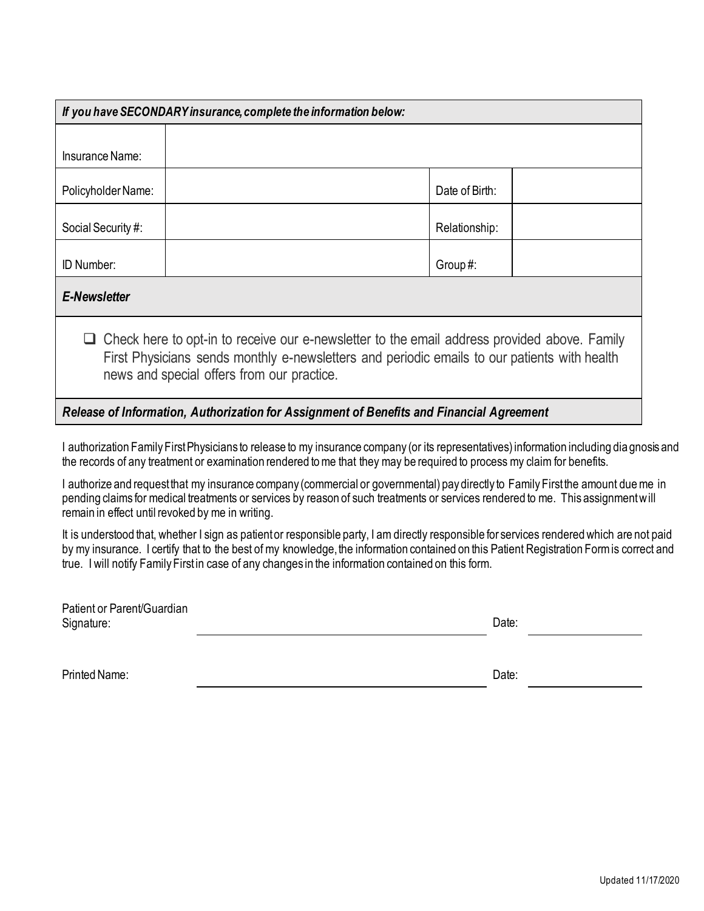| *If you have SECONDARY insurance, complete the information below:* | | | |
|---|---|---|---|
| Insurance Name: | | | |
| Policyholder Name: | | Date of Birth: | |
| Social Security #: | | Relationship: | |
| ID Number: | | Group #: | |

### *E-Newsletter*

❑ Check here to opt-in to receive our e-newsletter to the email address provided above. Family First Physicians sends monthly e-newsletters and periodic emails to our patients with health news and special offers from our practice.

### *Release of Information, Authorization for Assignment of Benefits and Financial Agreement*

I authorization Family First Physicians to release to my insurance company (or its representatives) information including diagnosis and the records of any treatment or examination rendered to me that they may be required to process my claim for benefits.

I authorize and request that my insurance company (commercial or governmental) pay directly to Family First the amount due me in pending claims for medical treatments or services by reason of such treatments or services rendered to me. This assignment will remain in effect until revoked by me in writing.

It is understood that, whether I sign as patient or responsible party, I am directly responsible for services rendered which are not paid by my insurance. I certify that to the best of my knowledge, the information contained on this Patient Registration Form is correct and true. I will notify Family First in case of any changes in the information contained on this form.

Patient or Parent/Guardian Signature: ______________________________ Date: ____________

Printed Name: ______________________________ Date: ____________

Updated 11/17/2020